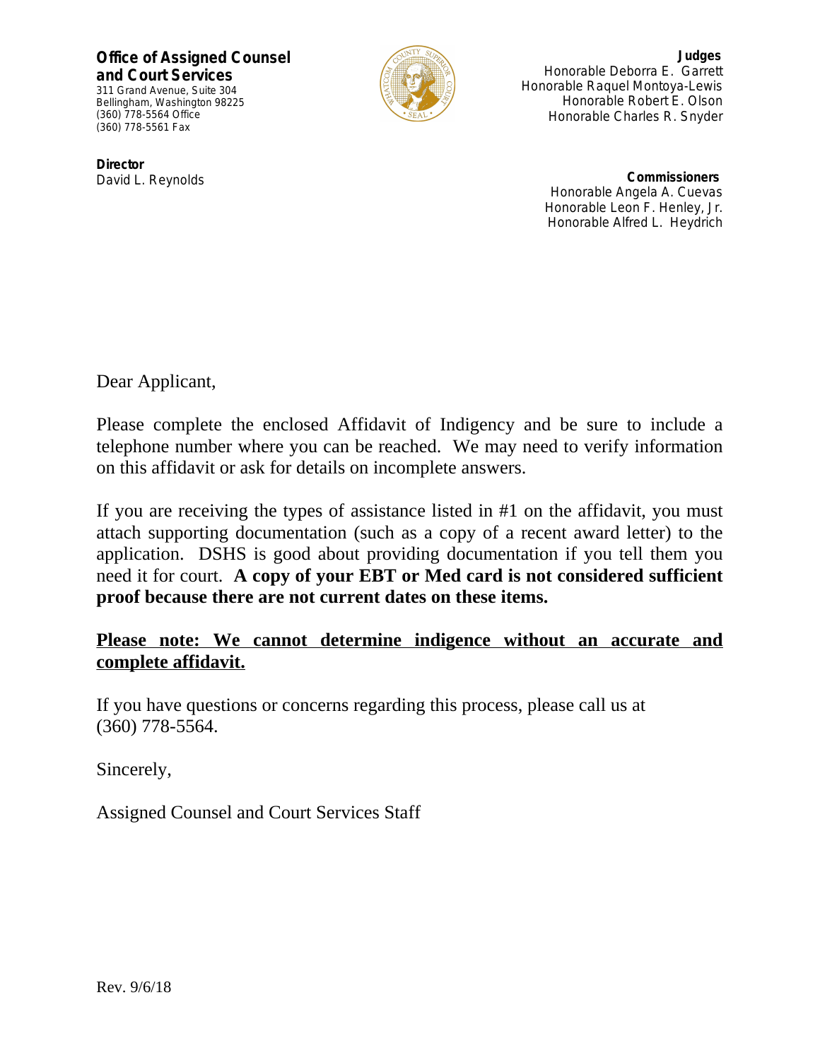**Office of Assigned Counsel and Court Services**
311 Grand Avenue, Suite 304
Bellingham, Washington 98225
(360) 778-5564 Office
(360) 778-5561 Fax

**Director**
David L. Reynolds

**Judges**
Honorable Deborra E. Garrett
Honorable Raquel Montoya-Lewis
Honorable Robert E. Olson
Honorable Charles R. Snyder

**Commissioners**
Honorable Angela A. Cuevas
Honorable Leon F. Henley, Jr.
Honorable Alfred L. Heydrich

Dear Applicant,

Please complete the enclosed Affidavit of Indigency and be sure to include a telephone number where you can be reached. We may need to verify information on this affidavit or ask for details on incomplete answers.

If you are receiving the types of assistance listed in #1 on the affidavit, you must attach supporting documentation (such as a copy of a recent award letter) to the application. DSHS is good about providing documentation if you tell them you need it for court. **A copy of your EBT or Med card is not considered sufficient proof because there are not current dates on these items.**

**<u>Please note: We cannot determine indigence without an accurate and complete affidavit.</u>**

If you have questions or concerns regarding this process, please call us at (360) 778-5564.

Sincerely,

Assigned Counsel and Court Services Staff

Rev. 9/6/18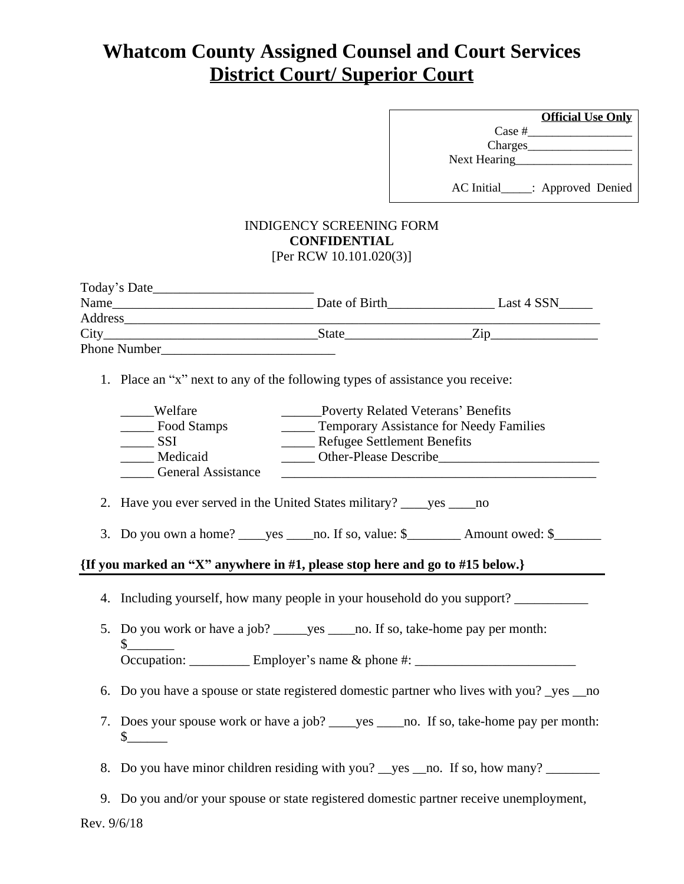# Whatcom County Assigned Counsel and Court Services
## District Court/ Superior Court

**Official Use Only**
Case #________________
Charges_________________
Next Hearing___________________

AC Initial_____: Approved Denied

INDIGENCY SCREENING FORM
**CONFIDENTIAL**
[Per RCW 10.101.020(3)]

Today's Date________________________
Name______________________________ Date of Birth________________ Last 4 SSN_____
Address________________________________________________________________________
City________________________________State__________________Zip________________
Phone Number__________________________

1. Place an "x" next to any of the following types of assistance you receive:

   _____Welfare
   _____ Food Stamps
   _____ SSI
   _____ Medicaid
   _____ General Assistance
   ______Poverty Related Veterans' Benefits
   _____ Temporary Assistance for Needy Families
   _____ Refugee Settlement Benefits
   _____ Other-Please Describe________________________
   _________________________________________________

2. Have you ever served in the United States military? ____yes ____no

3. Do you own a home? ____yes ____no. If so, value: $________ Amount owed: $_______

**{If you marked an "X" anywhere in #1, please stop here and go to #15 below.}**

4. Including yourself, how many people in your household do you support? ___________

5. Do you work or have a job? _____yes ____no. If so, take-home pay per month: $_______
   Occupation: _________ Employer's name & phone #: ________________________

6. Do you have a spouse or state registered domestic partner who lives with you? _yes __no

7. Does your spouse work or have a job? ____yes ____no. If so, take-home pay per month: $______

8. Do you have minor children residing with you? __yes __no. If so, how many? ________

9. Do you and/or your spouse or state registered domestic partner receive unemployment,

Rev. 9/6/18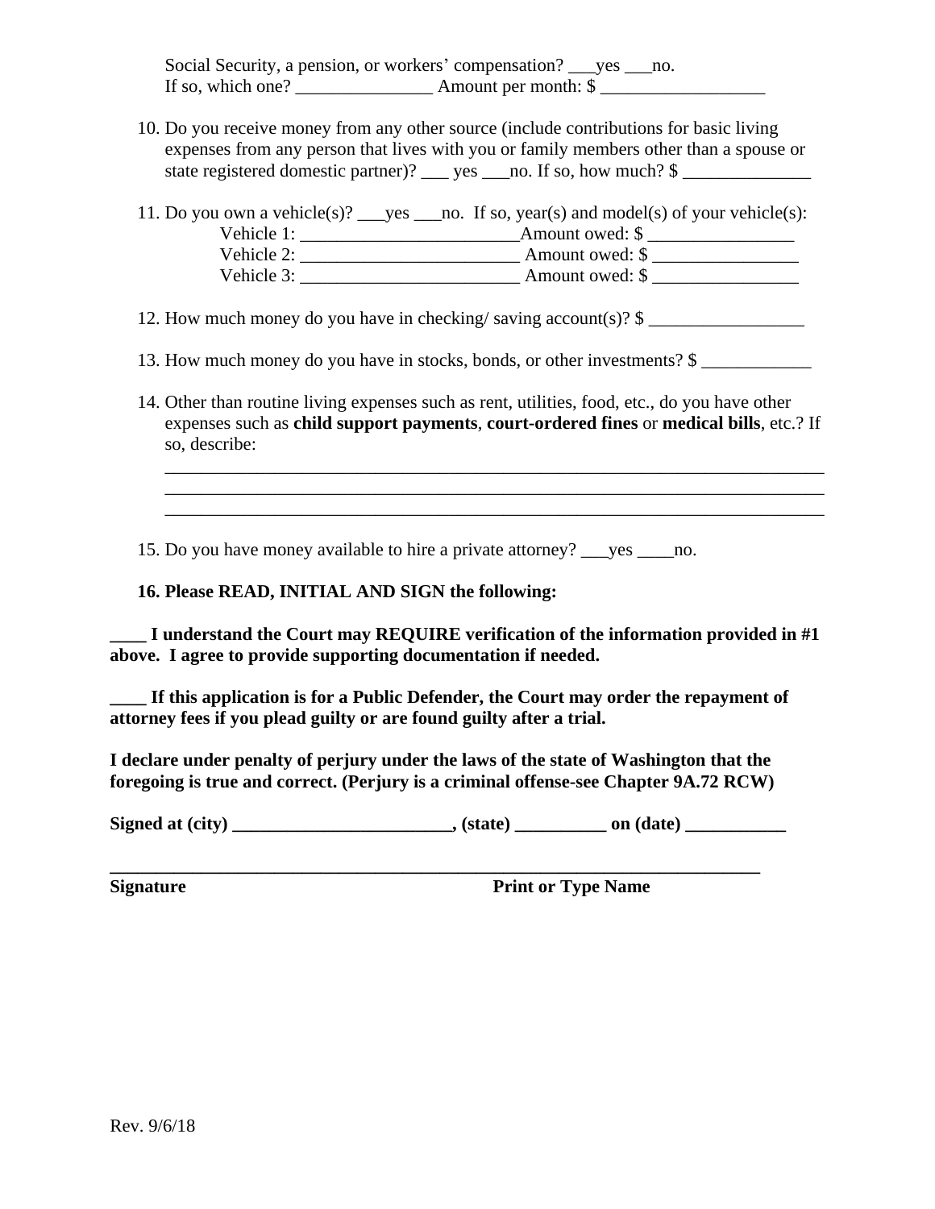Social Security, a pension, or workers' compensation? ___yes ___no.
If so, which one? _______________ Amount per month: $ __________________

10. Do you receive money from any other source (include contributions for basic living expenses from any person that lives with you or family members other than a spouse or state registered domestic partner)? ___ yes ___no. If so, how much? $ ______________

11. Do you own a vehicle(s)? ___yes ___no. If so, year(s) and model(s) of your vehicle(s):
    Vehicle 1: ________________________Amount owed: $ ________________
    Vehicle 2: ________________________ Amount owed: $ ________________
    Vehicle 3: ________________________ Amount owed: $ ________________

12. How much money do you have in checking/ saving account(s)? $ _________________

13. How much money do you have in stocks, bonds, or other investments? $ ____________

14. Other than routine living expenses such as rent, utilities, food, etc., do you have other expenses such as **child support payments**, **court-ordered fines** or **medical bills**, etc.? If so, describe:
    ___________________________________________________________________________
    ___________________________________________________________________________
    ___________________________________________________________________________

15. Do you have money available to hire a private attorney? ___yes ____no.

**16. Please READ, INITIAL AND SIGN the following:**

**____ I understand the Court may REQUIRE verification of the information provided in #1 above. I agree to provide supporting documentation if needed.**

**____ If this application is for a Public Defender, the Court may order the repayment of attorney fees if you plead guilty or are found guilty after a trial.**

**I declare under penalty of perjury under the laws of the state of Washington that the foregoing is true and correct. (Perjury is a criminal offense-see Chapter 9A.72 RCW)**

**Signed at (city) ________________________, (state) __________ on (date) ___________**

**________________________________________________________________________**

**Signature** **Print or Type Name**

Rev. 9/6/18